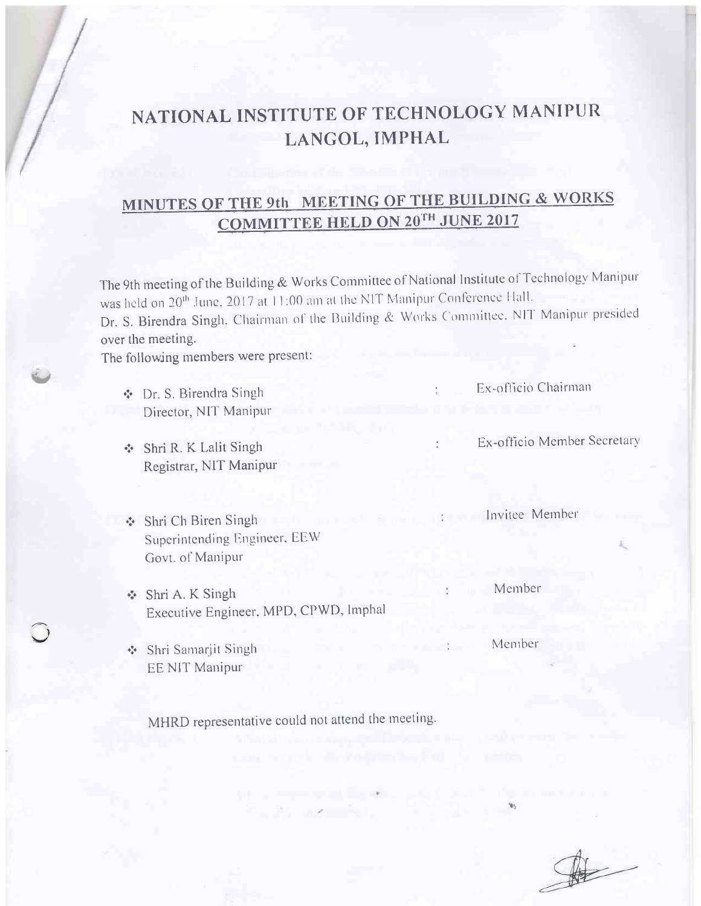# NATIONAL INSTITUTE OF TECHNOLOGY MANIPUR LANGOL, IMPHAL

## MINUTES OF THE 9th MEETING OF THE BUILDING & WORKS COMMITTEE HELD ON 20TH JUNE 2017

The 9th meeting of the Building & Works Committee of National Institute of Technology Manipur was held on 20th June, 2017 at 11:00 am at the NIT Manipur Conference Hall.
Dr. S. Birendra Singh, Chairman of the Building & Works Committee, NIT Manipur presided over the meeting.
The following members were present:

- Dr. S. Birendra Singh
  Director, NIT Manipur : Ex-officio Chairman
- Shri R. K Lalit Singh
  Registrar, NIT Manipur : Ex-officio Member Secretary
- Shri Ch Biren Singh
  Superintending Engineer, EEW
  Govt. of Manipur : Invitee Member
- Shri A. K Singh
  Executive Engineer, MPD, CPWD, Imphal : Member
- Shri Samarjit Singh
  EE NIT Manipur : Member

MHRD representative could not attend the meeting.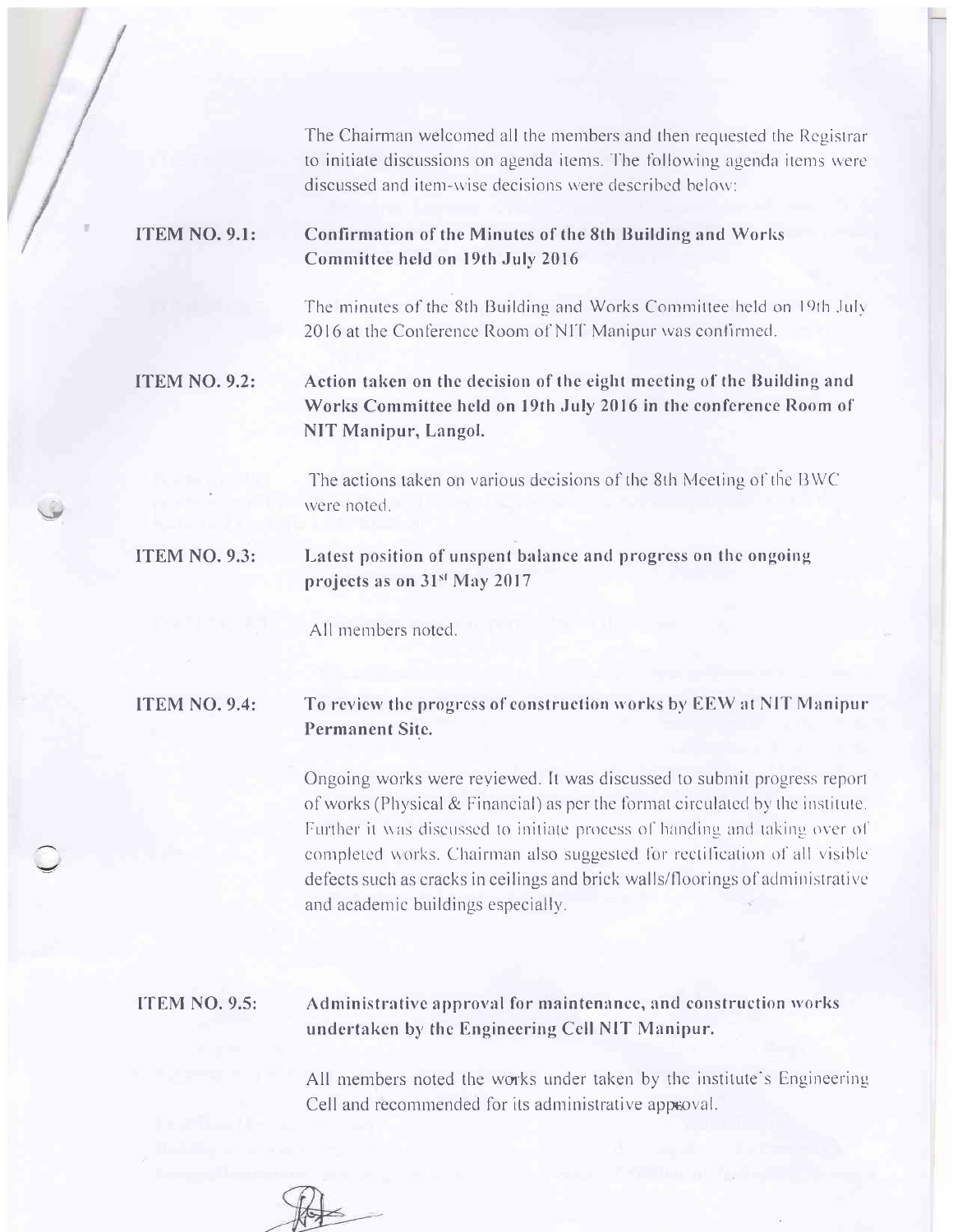The Chairman welcomed all the members and then requested the Registrar to initiate discussions on agenda items. The following agenda items were discussed and item-wise decisions were described below:

**ITEM NO. 9.1: Confirmation of the Minutes of the 8th Building and Works Committee held on 19th July 2016**

The minutes of the 8th Building and Works Committee held on 19th July 2016 at the Conference Room of NIT Manipur was confirmed.

**ITEM NO. 9.2: Action taken on the decision of the eight meeting of the Building and Works Committee held on 19th July 2016 in the conference Room of NIT Manipur, Langol.**

The actions taken on various decisions of the 8th Meeting of the BWC were noted.

**ITEM NO. 9.3: Latest position of unspent balance and progress on the ongoing projects as on 31st May 2017**

All members noted.

**ITEM NO. 9.4: To review the progress of construction works by EEW at NIT Manipur Permanent Site.**

Ongoing works were reviewed. It was discussed to submit progress report of works (Physical & Financial) as per the format circulated by the institute. Further it was discussed to initiate process of handing and taking over of completed works. Chairman also suggested for rectification of all visible defects such as cracks in ceilings and brick walls/floorings of administrative and academic buildings especially.

**ITEM NO. 9.5: Administrative approval for maintenance, and construction works undertaken by the Engineering Cell NIT Manipur.**

All members noted the works under taken by the institute's Engineering Cell and recommended for its administrative approval.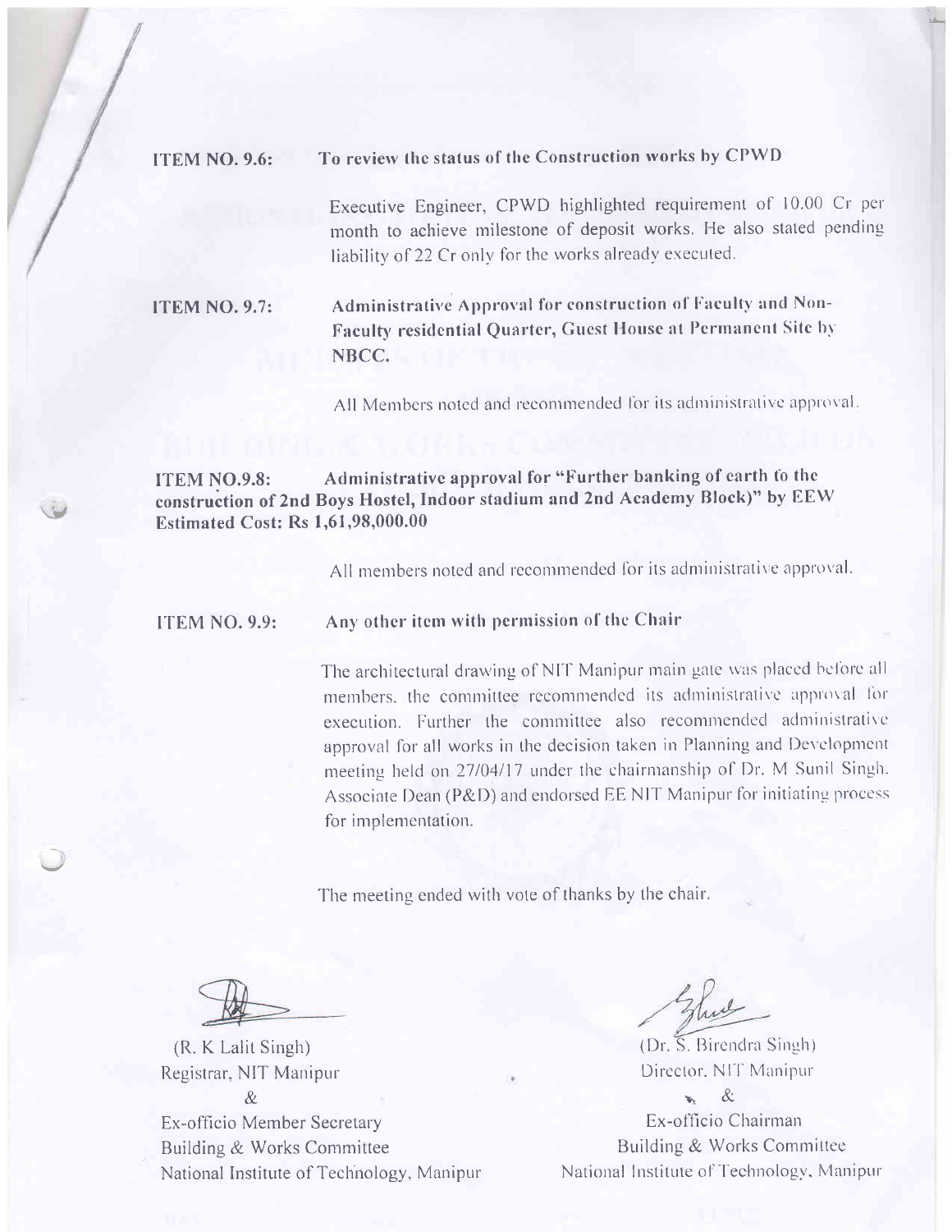**ITEM NO. 9.6:** **To review the status of the Construction works by CPWD**

Executive Engineer, CPWD highlighted requirement of 10.00 Cr per month to achieve milestone of deposit works. He also stated pending liability of 22 Cr only for the works already executed.

**ITEM NO. 9.7:** **Administrative Approval for construction of Faculty and Non-Faculty residential Quarter, Guest House at Permanent Site by NBCC.**

All Members noted and recommended for its administrative approval.

**ITEM NO.9.8:** **Administrative approval for "Further banking of earth to the construction of 2nd Boys Hostel, Indoor stadium and 2nd Academy Block)" by EEW Estimated Cost: Rs 1,61,98,000.00**

All members noted and recommended for its administrative approval.

**ITEM NO. 9.9:** **Any other item with permission of the Chair**

The architectural drawing of NIT Manipur main gate was placed before all members. the committee recommended its administrative approval for execution. Further the committee also recommended administrative approval for all works in the decision taken in Planning and Development meeting held on 27/04/17 under the chairmanship of Dr. M Sunil Singh. Associate Dean (P&D) and endorsed EE NIT Manipur for initiating process for implementation.

The meeting ended with vote of thanks by the chair.

(R. K Lalit Singh)
Registrar, NIT Manipur
&
Ex-officio Member Secretary
Building & Works Committee
National Institute of Technology, Manipur

(Dr. S. Birendra Singh)
Director, NIT Manipur
&
Ex-officio Chairman
Building & Works Committee
National Institute of Technology, Manipur